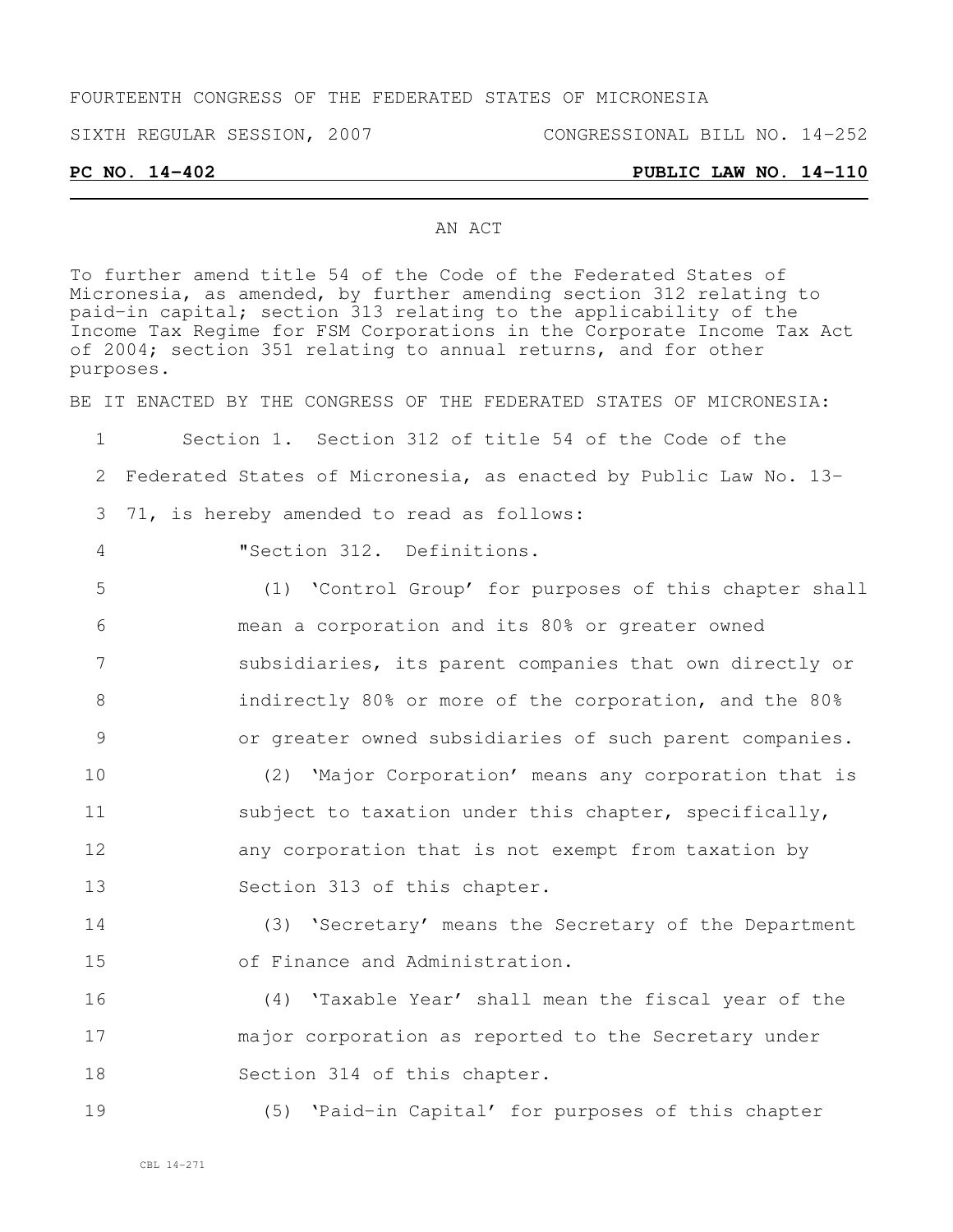FOURTEENTH CONGRESS OF THE FEDERATED STATES OF MICRONESIA

SIXTH REGULAR SESSION, 2007 CONGRESSIONAL BILL NO. 14-252

**PC NO. 14-402** **PUBLIC LAW NO. 14-110**

AN ACT

To further amend title 54 of the Code of the Federated States of Micronesia, as amended, by further amending section 312 relating to paid-in capital; section 313 relating to the applicability of the Income Tax Regime for FSM Corporations in the Corporate Income Tax Act of 2004; section 351 relating to annual returns, and for other purposes.

BE IT ENACTED BY THE CONGRESS OF THE FEDERATED STATES OF MICRONESIA:

Section 1. Section 312 of title 54 of the Code of the Federated States of Micronesia, as enacted by Public Law No. 13-71, is hereby amended to read as follows:

"Section 312. Definitions.

(1) 'Control Group' for purposes of this chapter shall mean a corporation and its 80% or greater owned subsidiaries, its parent companies that own directly or indirectly 80% or more of the corporation, and the 80% or greater owned subsidiaries of such parent companies.

(2) 'Major Corporation' means any corporation that is subject to taxation under this chapter, specifically, any corporation that is not exempt from taxation by Section 313 of this chapter.

(3) 'Secretary' means the Secretary of the Department of Finance and Administration.

(4) 'Taxable Year' shall mean the fiscal year of the major corporation as reported to the Secretary under Section 314 of this chapter.

(5) 'Paid-in Capital' for purposes of this chapter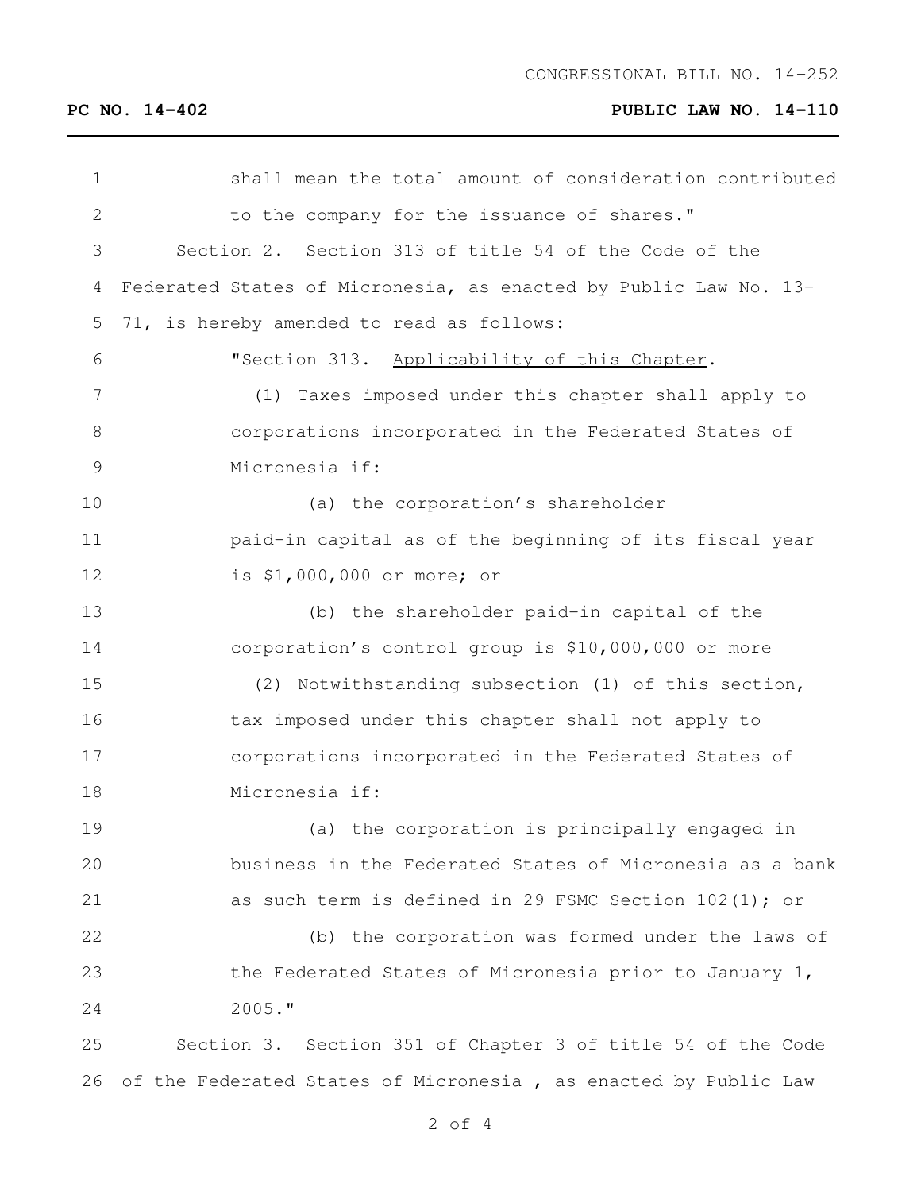shall mean the total amount of consideration contributed to the company for the issuance of shares."

Section 2. Section 313 of title 54 of the Code of the Federated States of Micronesia, as enacted by Public Law No. 13-71, is hereby amended to read as follows:

"Section 313. Applicability of this Chapter.

(1) Taxes imposed under this chapter shall apply to corporations incorporated in the Federated States of Micronesia if:

(a) the corporation's shareholder paid-in capital as of the beginning of its fiscal year is $1,000,000 or more; or

(b) the shareholder paid-in capital of the corporation's control group is $10,000,000 or more

(2) Notwithstanding subsection (1) of this section, tax imposed under this chapter shall not apply to corporations incorporated in the Federated States of Micronesia if:

(a) the corporation is principally engaged in business in the Federated States of Micronesia as a bank as such term is defined in 29 FSMC Section 102(1); or

(b) the corporation was formed under the laws of the Federated States of Micronesia prior to January 1, 2005."

Section 3. Section 351 of Chapter 3 of title 54 of the Code of the Federated States of Micronesia , as enacted by Public Law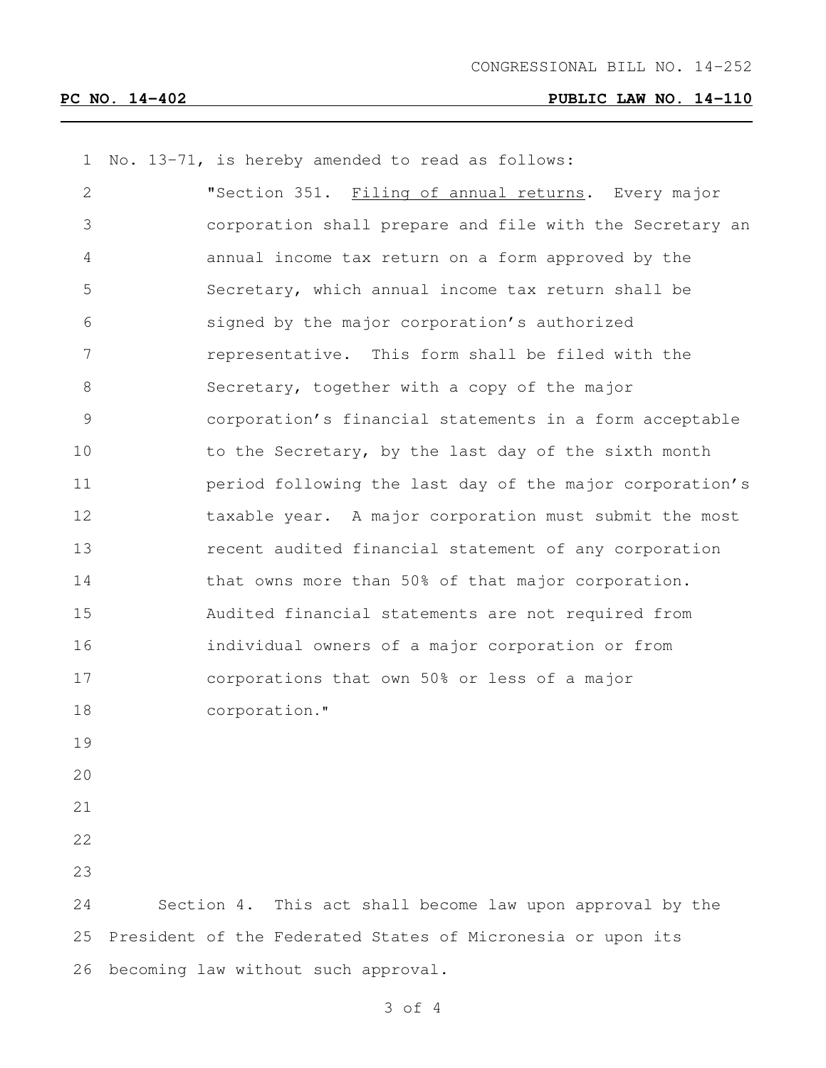No. 13-71, is hereby amended to read as follows:

"Section 351. Filing of annual returns. Every major corporation shall prepare and file with the Secretary an annual income tax return on a form approved by the Secretary, which annual income tax return shall be signed by the major corporation's authorized representative. This form shall be filed with the Secretary, together with a copy of the major corporation's financial statements in a form acceptable to the Secretary, by the last day of the sixth month period following the last day of the major corporation's taxable year. A major corporation must submit the most recent audited financial statement of any corporation that owns more than 50% of that major corporation. Audited financial statements are not required from individual owners of a major corporation or from corporations that own 50% or less of a major corporation."

Section 4. This act shall become law upon approval by the President of the Federated States of Micronesia or upon its becoming law without such approval.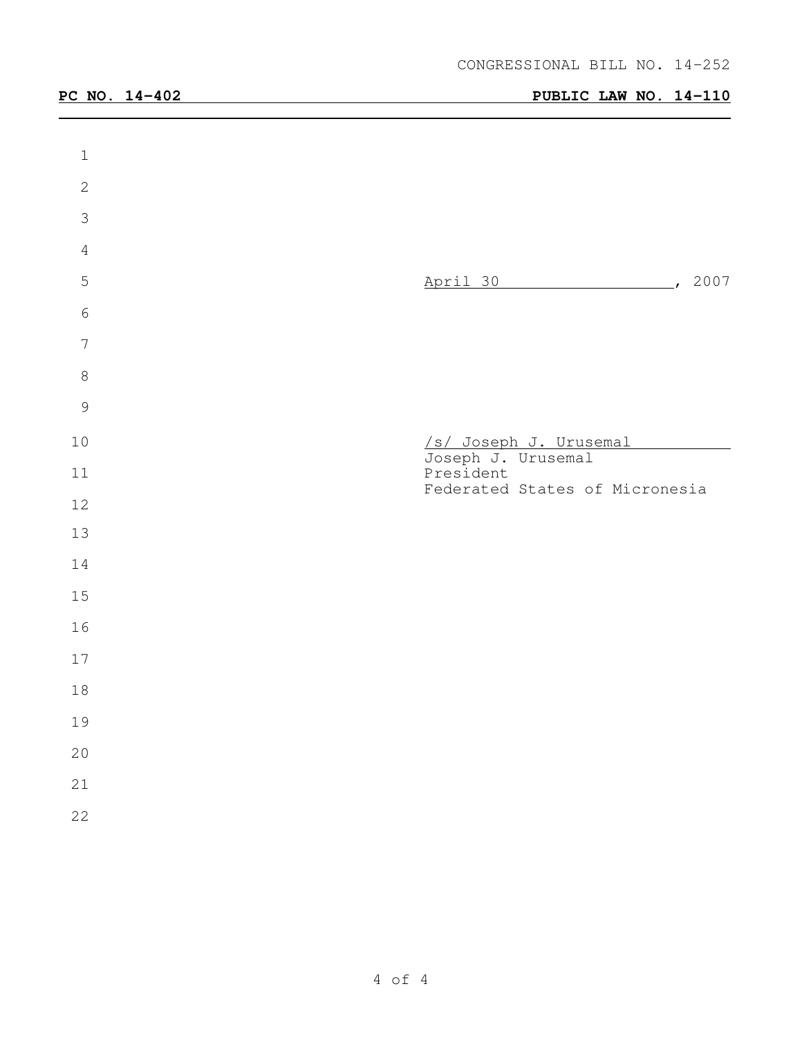CONGRESSIONAL BILL NO. 14-252

**PC NO. 14-402** **PUBLIC LAW NO. 14-110**

April 30, 2007

/s/ Joseph J. Urusemal
Joseph J. Urusemal
President
Federated States of Micronesia